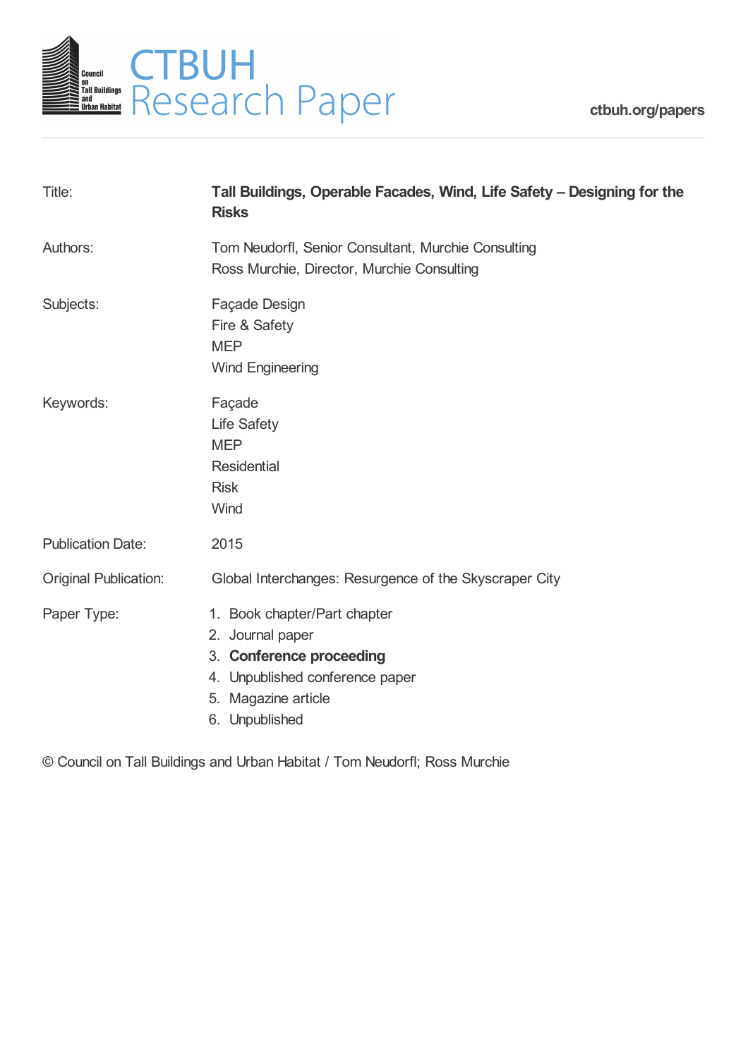# CTBUH Research Paper

ctbuh.org/papers

| | |
|---|---|
| Title: | **Tall Buildings, Operable Facades, Wind, Life Safety – Designing for the Risks** |
| Authors: | Tom Neudorfl, Senior Consultant, Murchie Consulting<br>Ross Murchie, Director, Murchie Consulting |
| Subjects: | Façade Design<br>Fire & Safety<br>MEP<br>Wind Engineering |
| Keywords: | Façade<br>Life Safety<br>MEP<br>Residential<br>Risk<br>Wind |
| Publication Date: | 2015 |
| Original Publication: | Global Interchanges: Resurgence of the Skyscraper City |
| Paper Type: | 1. Book chapter/Part chapter<br>2. Journal paper<br>3. **Conference proceeding**<br>4. Unpublished conference paper<br>5. Magazine article<br>6. Unpublished |

© Council on Tall Buildings and Urban Habitat / Tom Neudorfl; Ross Murchie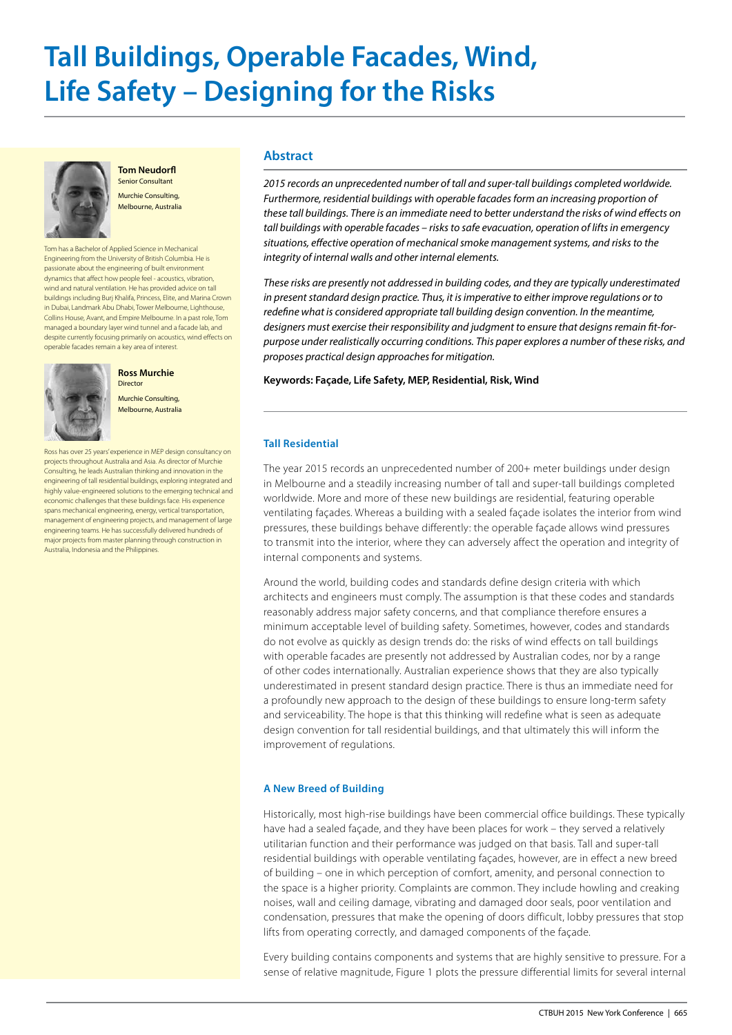# Tall Buildings, Operable Facades, Wind, Life Safety – Designing for the Risks

**Tom Neudorfl**
Senior Consultant

Murchie Consulting,
Melbourne, Australia

Tom has a Bachelor of Applied Science in Mechanical Engineering from the University of British Columbia. He is passionate about the engineering of built environment dynamics that affect how people feel - acoustics, vibration, wind and natural ventilation. He has provided advice on tall buildings including Burj Khalifa, Princess, Elite, and Marina Crown in Dubai, Landmark Abu Dhabi, Tower Melbourne, Lighthouse, Collins House, Avant, and Empire Melbourne. In a past role, Tom managed a boundary layer wind tunnel and a facade lab, and despite currently focusing primarily on acoustics, wind effects on operable facades remain a key area of interest.

**Ross Murchie**
Director

Murchie Consulting,
Melbourne, Australia

Ross has over 25 years' experience in MEP design consultancy on projects throughout Australia and Asia. As director of Murchie Consulting, he leads Australian thinking and innovation in the engineering of tall residential buildings, exploring integrated and highly value-engineered solutions to the emerging technical and economic challenges that these buildings face. His experience spans mechanical engineering, energy, vertical transportation, management of engineering projects, and management of large engineering teams. He has successfully delivered hundreds of major projects from master planning through construction in Australia, Indonesia and the Philippines.

## Abstract

*2015 records an unprecedented number of tall and super-tall buildings completed worldwide. Furthermore, residential buildings with operable facades form an increasing proportion of these tall buildings. There is an immediate need to better understand the risks of wind effects on tall buildings with operable facades – risks to safe evacuation, operation of lifts in emergency situations, effective operation of mechanical smoke management systems, and risks to the integrity of internal walls and other internal elements.*

*These risks are presently not addressed in building codes, and they are typically underestimated in present standard design practice. Thus, it is imperative to either improve regulations or to redefine what is considered appropriate tall building design convention. In the meantime, designers must exercise their responsibility and judgment to ensure that designs remain fit-for-purpose under realistically occurring conditions. This paper explores a number of these risks, and proposes practical design approaches for mitigation.*

**Keywords: Façade, Life Safety, MEP, Residential, Risk, Wind**

### Tall Residential

The year 2015 records an unprecedented number of 200+ meter buildings under design in Melbourne and a steadily increasing number of tall and super-tall buildings completed worldwide. More and more of these new buildings are residential, featuring operable ventilating façades. Whereas a building with a sealed façade isolates the interior from wind pressures, these buildings behave differently: the operable façade allows wind pressures to transmit into the interior, where they can adversely affect the operation and integrity of internal components and systems.

Around the world, building codes and standards define design criteria with which architects and engineers must comply. The assumption is that these codes and standards reasonably address major safety concerns, and that compliance therefore ensures a minimum acceptable level of building safety. Sometimes, however, codes and standards do not evolve as quickly as design trends do: the risks of wind effects on tall buildings with operable facades are presently not addressed by Australian codes, nor by a range of other codes internationally. Australian experience shows that they are also typically underestimated in present standard design practice. There is thus an immediate need for a profoundly new approach to the design of these buildings to ensure long-term safety and serviceability. The hope is that this thinking will redefine what is seen as adequate design convention for tall residential buildings, and that ultimately this will inform the improvement of regulations.

### A New Breed of Building

Historically, most high-rise buildings have been commercial office buildings. These typically have had a sealed façade, and they have been places for work – they served a relatively utilitarian function and their performance was judged on that basis. Tall and super-tall residential buildings with operable ventilating façades, however, are in effect a new breed of building – one in which perception of comfort, amenity, and personal connection to the space is a higher priority. Complaints are common. They include howling and creaking noises, wall and ceiling damage, vibrating and damaged door seals, poor ventilation and condensation, pressures that make the opening of doors difficult, lobby pressures that stop lifts from operating correctly, and damaged components of the façade.

Every building contains components and systems that are highly sensitive to pressure. For a sense of relative magnitude, Figure 1 plots the pressure differential limits for several internal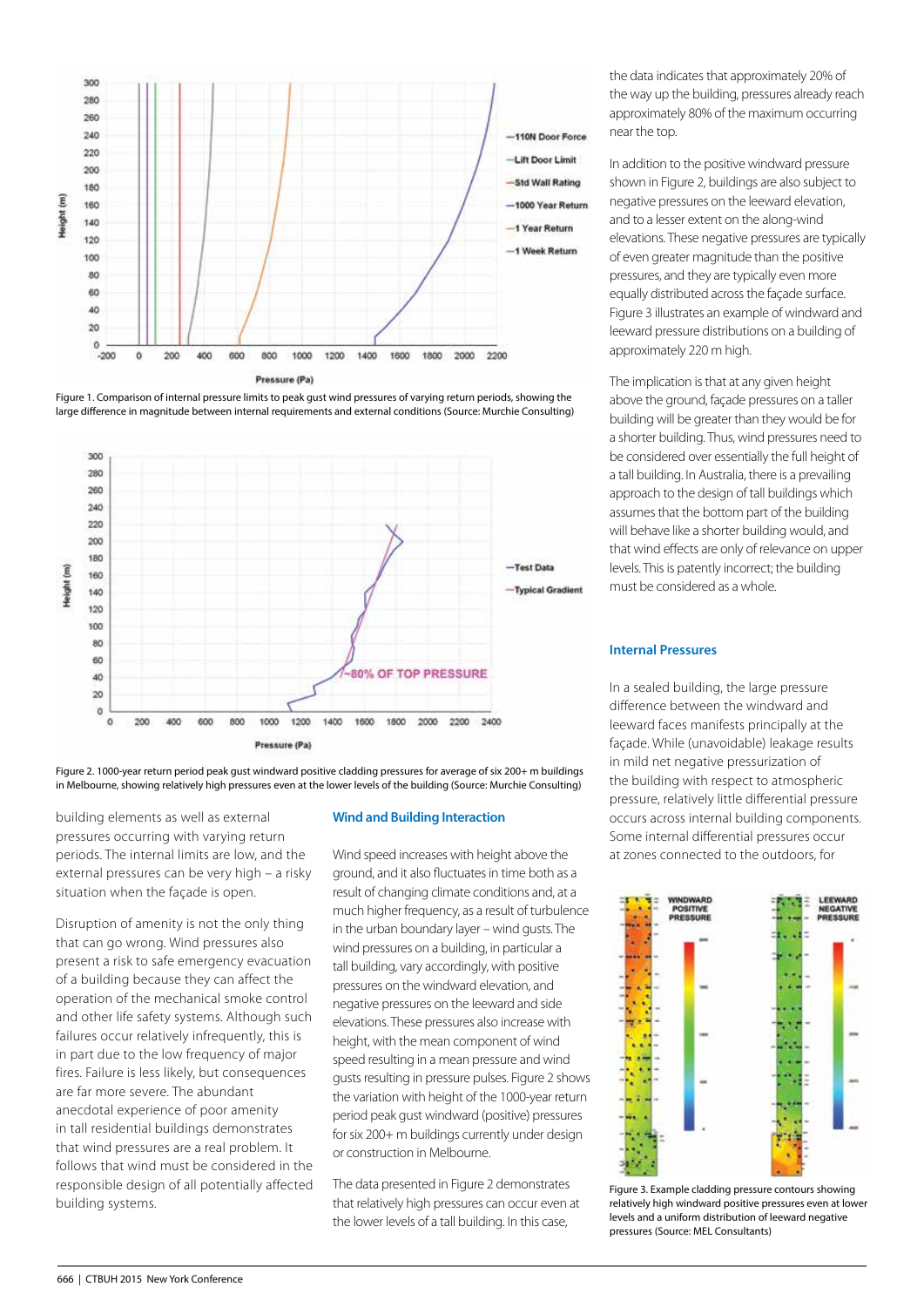Figure 1. Comparison of internal pressure limits to peak gust wind pressures of varying return periods, showing the large difference in magnitude between internal requirements and external conditions (Source: Murchie Consulting)

Figure 2. 1000-year return period peak gust windward positive cladding pressures for average of six 200+ m buildings in Melbourne, showing relatively high pressures even at the lower levels of the building (Source: Murchie Consulting)

building elements as well as external pressures occurring with varying return periods. The internal limits are low, and the external pressures can be very high – a risky situation when the façade is open.

Disruption of amenity is not the only thing that can go wrong. Wind pressures also present a risk to safe emergency evacuation of a building because they can affect the operation of the mechanical smoke control and other life safety systems. Although such failures occur relatively infrequently, this is in part due to the low frequency of major fires. Failure is less likely, but consequences are far more severe. The abundant anecdotal experience of poor amenity in tall residential buildings demonstrates that wind pressures are a real problem. It follows that wind must be considered in the responsible design of all potentially affected building systems.

## Wind and Building Interaction

Wind speed increases with height above the ground, and it also fluctuates in time both as a result of changing climate conditions and, at a much higher frequency, as a result of turbulence in the urban boundary layer – wind gusts. The wind pressures on a building, in particular a tall building, vary accordingly, with positive pressures on the windward elevation, and negative pressures on the leeward and side elevations. These pressures also increase with height, with the mean component of wind speed resulting in a mean pressure and wind gusts resulting in pressure pulses. Figure 2 shows the variation with height of the 1000-year return period peak gust windward (positive) pressures for six 200+ m buildings currently under design or construction in Melbourne.

The data presented in Figure 2 demonstrates that relatively high pressures can occur even at the lower levels of a tall building. In this case, the data indicates that approximately 20% of the way up the building, pressures already reach approximately 80% of the maximum occurring near the top.

In addition to the positive windward pressure shown in Figure 2, buildings are also subject to negative pressures on the leeward elevation, and to a lesser extent on the along-wind elevations. These negative pressures are typically of even greater magnitude than the positive pressures, and they are typically even more equally distributed across the façade surface. Figure 3 illustrates an example of windward and leeward pressure distributions on a building of approximately 220 m high.

The implication is that at any given height above the ground, façade pressures on a taller building will be greater than they would be for a shorter building. Thus, wind pressures need to be considered over essentially the full height of a tall building. In Australia, there is a prevailing approach to the design of tall buildings which assumes that the bottom part of the building will behave like a shorter building would, and that wind effects are only of relevance on upper levels. This is patently incorrect; the building must be considered as a whole.

## Internal Pressures

In a sealed building, the large pressure difference between the windward and leeward faces manifests principally at the façade. While (unavoidable) leakage results in mild net negative pressurization of the building with respect to atmospheric pressure, relatively little differential pressure occurs across internal building components. Some internal differential pressures occur at zones connected to the outdoors, for

Figure 3. Example cladding pressure contours showing relatively high windward positive pressures even at lower levels and a uniform distribution of leeward negative pressures (Source: MEL Consultants)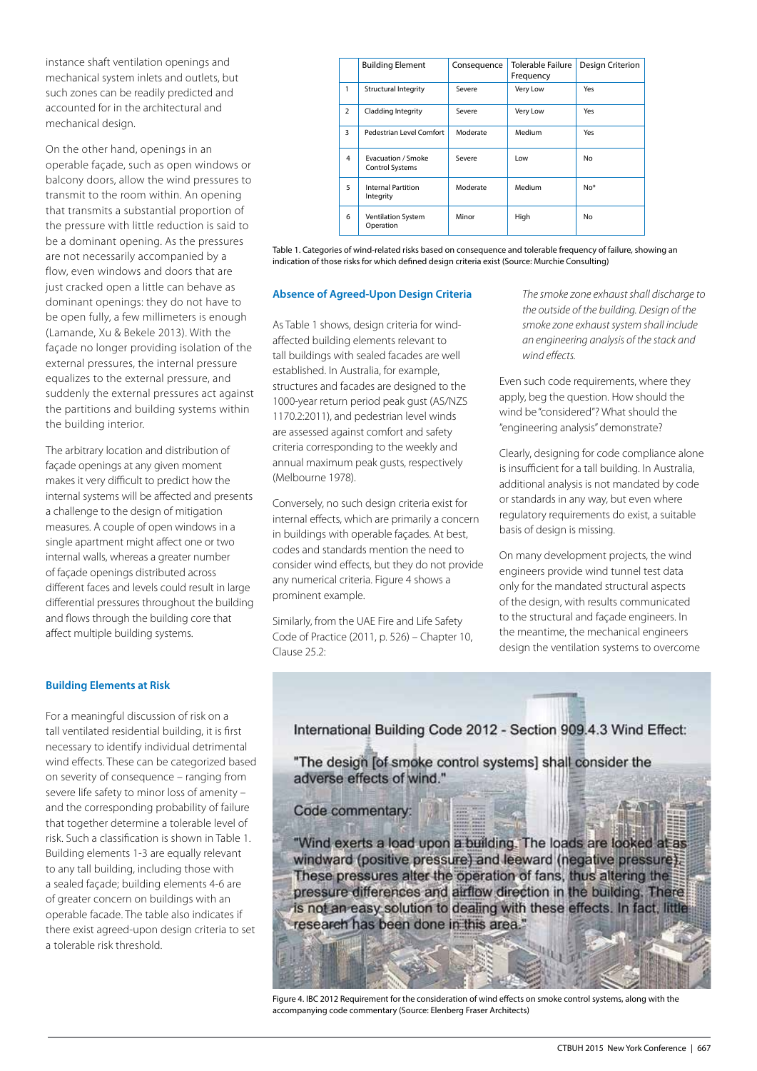instance shaft ventilation openings and mechanical system inlets and outlets, but such zones can be readily predicted and accounted for in the architectural and mechanical design.

On the other hand, openings in an operable façade, such as open windows or balcony doors, allow the wind pressures to transmit to the room within. An opening that transmits a substantial proportion of the pressure with little reduction is said to be a dominant opening. As the pressures are not necessarily accompanied by a flow, even windows and doors that are just cracked open a little can behave as dominant openings: they do not have to be open fully, a few millimeters is enough (Lamande, Xu & Bekele 2013). With the façade no longer providing isolation of the external pressures, the internal pressure equalizes to the external pressure, and suddenly the external pressures act against the partitions and building systems within the building interior.

The arbitrary location and distribution of façade openings at any given moment makes it very difficult to predict how the internal systems will be affected and presents a challenge to the design of mitigation measures. A couple of open windows in a single apartment might affect one or two internal walls, whereas a greater number of façade openings distributed across different faces and levels could result in large differential pressures throughout the building and flows through the building core that affect multiple building systems.

## Building Elements at Risk

For a meaningful discussion of risk on a tall ventilated residential building, it is first necessary to identify individual detrimental wind effects. These can be categorized based on severity of consequence – ranging from severe life safety to minor loss of amenity – and the corresponding probability of failure that together determine a tolerable level of risk. Such a classification is shown in Table 1. Building elements 1-3 are equally relevant to any tall building, including those with a sealed façade; building elements 4-6 are of greater concern on buildings with an operable facade. The table also indicates if there exist agreed-upon design criteria to set a tolerable risk threshold.

| | Building Element | Consequence | Tolerable Failure Frequency | Design Criterion |
|---|---|---|---|---|
| 1 | Structural Integrity | Severe | Very Low | Yes |
| 2 | Cladding Integrity | Severe | Very Low | Yes |
| 3 | Pedestrian Level Comfort | Moderate | Medium | Yes |
| 4 | Evacuation / Smoke Control Systems | Severe | Low | No |
| 5 | Internal Partition Integrity | Moderate | Medium | No* |
| 6 | Ventilation System Operation | Minor | High | No |

Table 1. Categories of wind-related risks based on consequence and tolerable frequency of failure, showing an indication of those risks for which defined design criteria exist (Source: Murchie Consulting)

## Absence of Agreed-Upon Design Criteria

As Table 1 shows, design criteria for wind-affected building elements relevant to tall buildings with sealed facades are well established. In Australia, for example, structures and facades are designed to the 1000-year return period peak gust (AS/NZS 1170.2:2011), and pedestrian level winds are assessed against comfort and safety criteria corresponding to the weekly and annual maximum peak gusts, respectively (Melbourne 1978).

Conversely, no such design criteria exist for internal effects, which are primarily a concern in buildings with operable façades. At best, codes and standards mention the need to consider wind effects, but they do not provide any numerical criteria. Figure 4 shows a prominent example.

Similarly, from the UAE Fire and Life Safety Code of Practice (2011, p. 526) – Chapter 10, Clause 25.2:

> *The smoke zone exhaust shall discharge to the outside of the building. Design of the smoke zone exhaust system shall include an engineering analysis of the stack and wind effects.*

Even such code requirements, where they apply, beg the question. How should the wind be "considered"? What should the "engineering analysis" demonstrate?

Clearly, designing for code compliance alone is insufficient for a tall building. In Australia, additional analysis is not mandated by code or standards in any way, but even where regulatory requirements do exist, a suitable basis of design is missing.

On many development projects, the wind engineers provide wind tunnel test data only for the mandated structural aspects of the design, with results communicated to the structural and façade engineers. In the meantime, the mechanical engineers design the ventilation systems to overcome

International Building Code 2012 - Section 909.4.3 Wind Effect:

"The design [of smoke control systems] shall consider the adverse effects of wind."

Code commentary:

"Wind exerts a load upon a building. The loads are looked at as windward (positive pressure) and leeward (negative pressure). These pressures alter the operation of fans, thus altering the pressure differences and airflow direction in the building. There is not an easy solution to dealing with these effects. In fact, little research has been done in this area."

Figure 4. IBC 2012 Requirement for the consideration of wind effects on smoke control systems, along with the accompanying code commentary (Source: Elenberg Fraser Architects)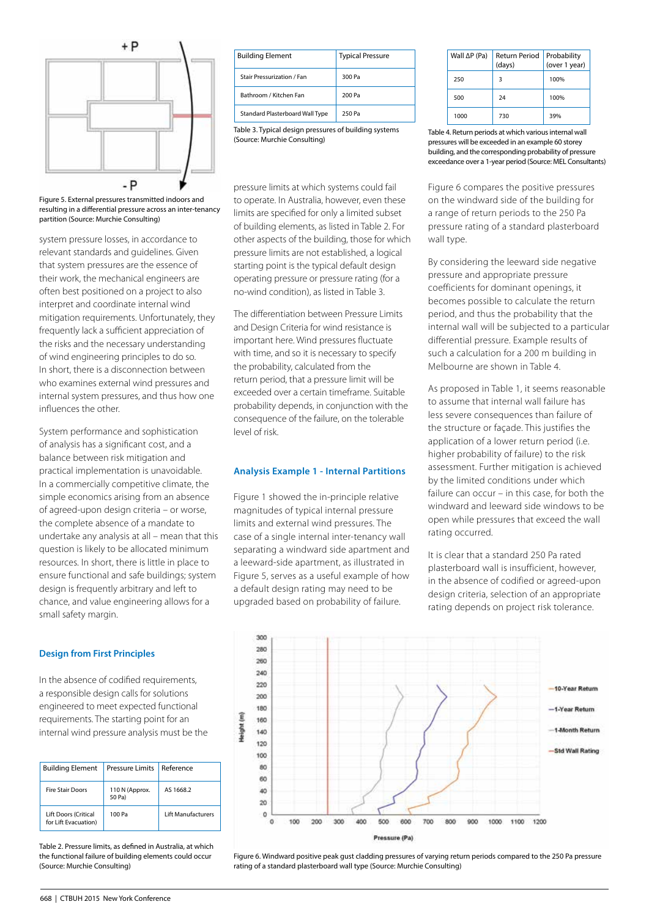Figure 5. External pressures transmitted indoors and resulting in a differential pressure across an inter-tenancy partition (Source: Murchie Consulting)

system pressure losses, in accordance to relevant standards and guidelines. Given that system pressures are the essence of their work, the mechanical engineers are often best positioned on a project to also interpret and coordinate internal wind mitigation requirements. Unfortunately, they frequently lack a sufficient appreciation of the risks and the necessary understanding of wind engineering principles to do so. In short, there is a disconnection between who examines external wind pressures and internal system pressures, and thus how one influences the other.

System performance and sophistication of analysis has a significant cost, and a balance between risk mitigation and practical implementation is unavoidable. In a commercially competitive climate, the simple economics arising from an absence of agreed-upon design criteria – or worse, the complete absence of a mandate to undertake any analysis at all – mean that this question is likely to be allocated minimum resources. In short, there is little in place to ensure functional and safe buildings; system design is frequently arbitrary and left to chance, and value engineering allows for a small safety margin.

## Design from First Principles

In the absence of codified requirements, a responsible design calls for solutions engineered to meet expected functional requirements. The starting point for an internal wind pressure analysis must be the

| Building Element | Pressure Limits | Reference |
|---|---|---|
| Fire Stair Doors | 110 N (Approx. 50 Pa) | AS 1668.2 |
| Lift Doors (Critical for Lift Evacuation) | 100 Pa | Lift Manufacturers |

Table 2. Pressure limits, as defined in Australia, at which the functional failure of building elements could occur (Source: Murchie Consulting)

| Building Element | Typical Pressure |
|---|---|
| Stair Pressurization / Fan | 300 Pa |
| Bathroom / Kitchen Fan | 200 Pa |
| Standard Plasterboard Wall Type | 250 Pa |

Table 3. Typical design pressures of building systems (Source: Murchie Consulting)

pressure limits at which systems could fail to operate. In Australia, however, even these limits are specified for only a limited subset of building elements, as listed in Table 2. For other aspects of the building, those for which pressure limits are not established, a logical starting point is the typical default design operating pressure or pressure rating (for a no-wind condition), as listed in Table 3.

The differentiation between Pressure Limits and Design Criteria for wind resistance is important here. Wind pressures fluctuate with time, and so it is necessary to specify the probability, calculated from the return period, that a pressure limit will be exceeded over a certain timeframe. Suitable probability depends, in conjunction with the consequence of the failure, on the tolerable level of risk.

## Analysis Example 1 - Internal Partitions

Figure 1 showed the in-principle relative magnitudes of typical internal pressure limits and external wind pressures. The case of a single internal inter-tenancy wall separating a windward side apartment and a leeward-side apartment, as illustrated in Figure 5, serves as a useful example of how a default design rating may need to be upgraded based on probability of failure.

| Wall ΔP (Pa) | Return Period (days) | Probability (over 1 year) |
|---|---|---|
| 250 | 3 | 100% |
| 500 | 24 | 100% |
| 1000 | 730 | 39% |

Table 4. Return periods at which various internal wall pressures will be exceeded in an example 60 storey building, and the corresponding probability of pressure exceedance over a 1-year period (Source: MEL Consultants)

Figure 6 compares the positive pressures on the windward side of the building for a range of return periods to the 250 Pa pressure rating of a standard plasterboard wall type.

By considering the leeward side negative pressure and appropriate pressure coefficients for dominant openings, it becomes possible to calculate the return period, and thus the probability that the internal wall will be subjected to a particular differential pressure. Example results of such a calculation for a 200 m building in Melbourne are shown in Table 4.

As proposed in Table 1, it seems reasonable to assume that internal wall failure has less severe consequences than failure of the structure or façade. This justifies the application of a lower return period (i.e. higher probability of failure) to the risk assessment. Further mitigation is achieved by the limited conditions under which failure can occur – in this case, for both the windward and leeward side windows to be open while pressures that exceed the wall rating occurred.

It is clear that a standard 250 Pa rated plasterboard wall is insufficient, however, in the absence of codified or agreed-upon design criteria, selection of an appropriate rating depends on project risk tolerance.

Figure 6. Windward positive peak gust cladding pressures of varying return periods compared to the 250 Pa pressure rating of a standard plasterboard wall type (Source: Murchie Consulting)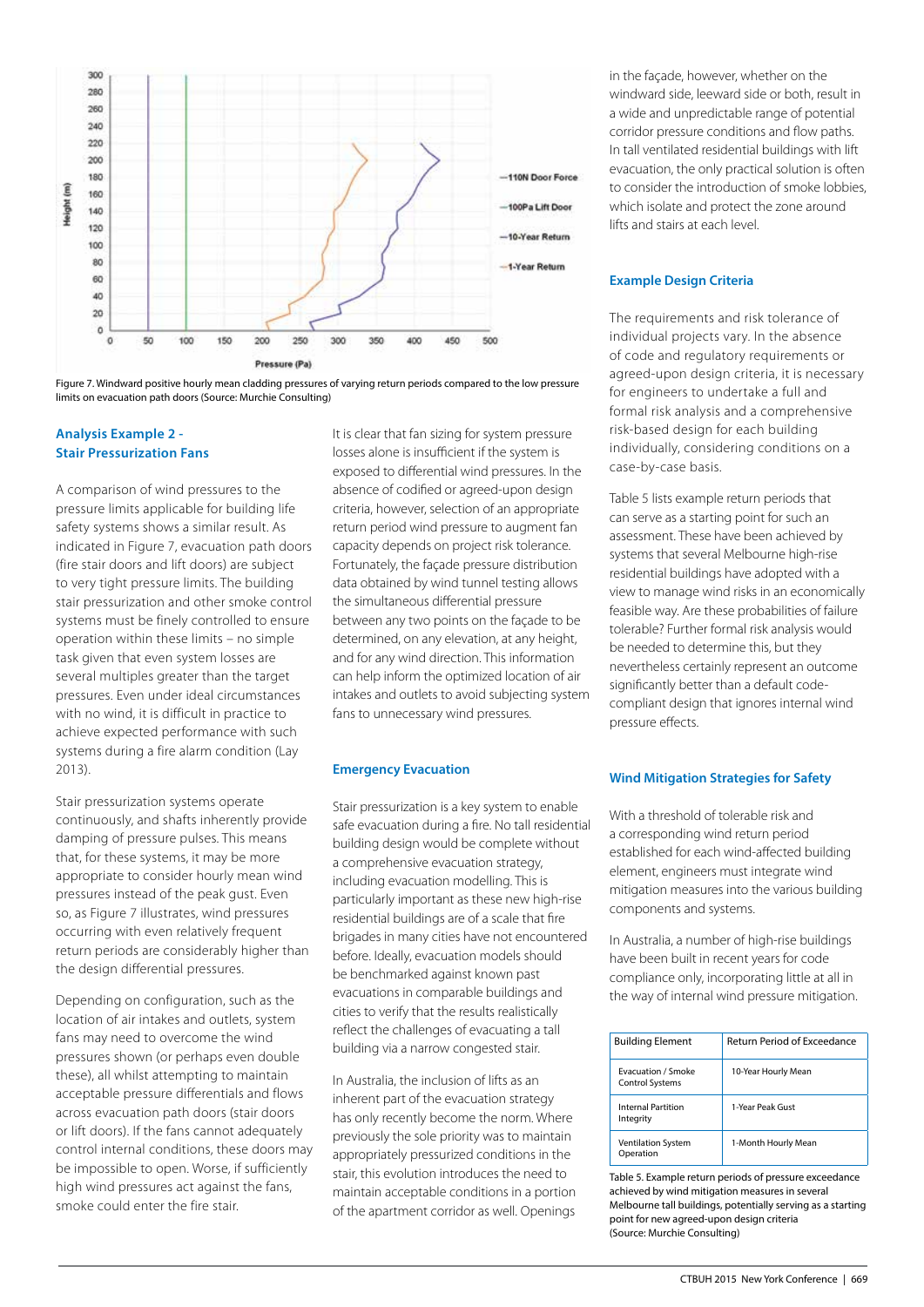Figure 7. Windward positive hourly mean cladding pressures of varying return periods compared to the low pressure limits on evacuation path doors (Source: Murchie Consulting)

## Analysis Example 2 - Stair Pressurization Fans

A comparison of wind pressures to the pressure limits applicable for building life safety systems shows a similar result. As indicated in Figure 7, evacuation path doors (fire stair doors and lift doors) are subject to very tight pressure limits. The building stair pressurization and other smoke control systems must be finely controlled to ensure operation within these limits – no simple task given that even system losses are several multiples greater than the target pressures. Even under ideal circumstances with no wind, it is difficult in practice to achieve expected performance with such systems during a fire alarm condition (Lay 2013).

Stair pressurization systems operate continuously, and shafts inherently provide damping of pressure pulses. This means that, for these systems, it may be more appropriate to consider hourly mean wind pressures instead of the peak gust. Even so, as Figure 7 illustrates, wind pressures occurring with even relatively frequent return periods are considerably higher than the design differential pressures.

Depending on configuration, such as the location of air intakes and outlets, system fans may need to overcome the wind pressures shown (or perhaps even double these), all whilst attempting to maintain acceptable pressure differentials and flows across evacuation path doors (stair doors or lift doors). If the fans cannot adequately control internal conditions, these doors may be impossible to open. Worse, if sufficiently high wind pressures act against the fans, smoke could enter the fire stair.

It is clear that fan sizing for system pressure losses alone is insufficient if the system is exposed to differential wind pressures. In the absence of codified or agreed-upon design criteria, however, selection of an appropriate return period wind pressure to augment fan capacity depends on project risk tolerance. Fortunately, the façade pressure distribution data obtained by wind tunnel testing allows the simultaneous differential pressure between any two points on the façade to be determined, on any elevation, at any height, and for any wind direction. This information can help inform the optimized location of air intakes and outlets to avoid subjecting system fans to unnecessary wind pressures.

## Emergency Evacuation

Stair pressurization is a key system to enable safe evacuation during a fire. No tall residential building design would be complete without a comprehensive evacuation strategy, including evacuation modelling. This is particularly important as these new high-rise residential buildings are of a scale that fire brigades in many cities have not encountered before. Ideally, evacuation models should be benchmarked against known past evacuations in comparable buildings and cities to verify that the results realistically reflect the challenges of evacuating a tall building via a narrow congested stair.

In Australia, the inclusion of lifts as an inherent part of the evacuation strategy has only recently become the norm. Where previously the sole priority was to maintain appropriately pressurized conditions in the stair, this evolution introduces the need to maintain acceptable conditions in a portion of the apartment corridor as well. Openings in the façade, however, whether on the windward side, leeward side or both, result in a wide and unpredictable range of potential corridor pressure conditions and flow paths. In tall ventilated residential buildings with lift evacuation, the only practical solution is often to consider the introduction of smoke lobbies, which isolate and protect the zone around lifts and stairs at each level.

## Example Design Criteria

The requirements and risk tolerance of individual projects vary. In the absence of code and regulatory requirements or agreed-upon design criteria, it is necessary for engineers to undertake a full and formal risk analysis and a comprehensive risk-based design for each building individually, considering conditions on a case-by-case basis.

Table 5 lists example return periods that can serve as a starting point for such an assessment. These have been achieved by systems that several Melbourne high-rise residential buildings have adopted with a view to manage wind risks in an economically feasible way. Are these probabilities of failure tolerable? Further formal risk analysis would be needed to determine this, but they nevertheless certainly represent an outcome significantly better than a default code-compliant design that ignores internal wind pressure effects.

## Wind Mitigation Strategies for Safety

With a threshold of tolerable risk and a corresponding wind return period established for each wind-affected building element, engineers must integrate wind mitigation measures into the various building components and systems.

In Australia, a number of high-rise buildings have been built in recent years for code compliance only, incorporating little at all in the way of internal wind pressure mitigation.

| Building Element | Return Period of Exceedance |
|---|---|
| Evacuation / Smoke Control Systems | 10-Year Hourly Mean |
| Internal Partition Integrity | 1-Year Peak Gust |
| Ventilation System Operation | 1-Month Hourly Mean |

Table 5. Example return periods of pressure exceedance achieved by wind mitigation measures in several Melbourne tall buildings, potentially serving as a starting point for new agreed-upon design criteria (Source: Murchie Consulting)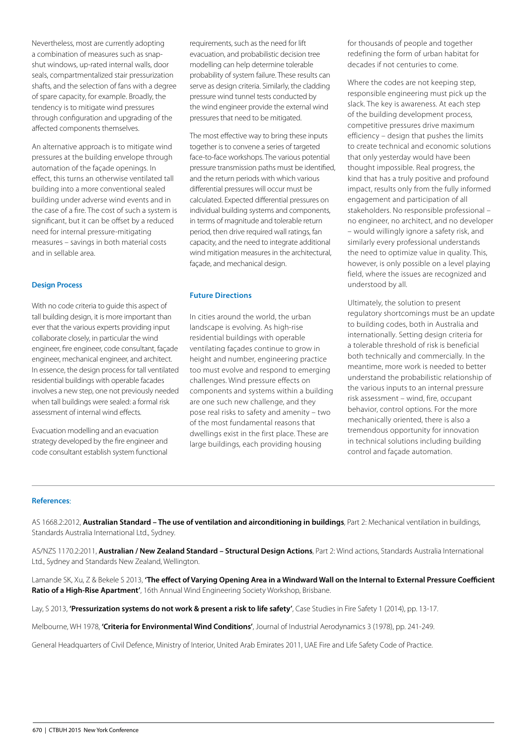Nevertheless, most are currently adopting a combination of measures such as snap-shut windows, up-rated internal walls, door seals, compartmentalized stair pressurization shafts, and the selection of fans with a degree of spare capacity, for example. Broadly, the tendency is to mitigate wind pressures through configuration and upgrading of the affected components themselves.

An alternative approach is to mitigate wind pressures at the building envelope through automation of the façade openings. In effect, this turns an otherwise ventilated tall building into a more conventional sealed building under adverse wind events and in the case of a fire. The cost of such a system is significant, but it can be offset by a reduced need for internal pressure-mitigating measures – savings in both material costs and in sellable area.

### Design Process

With no code criteria to guide this aspect of tall building design, it is more important than ever that the various experts providing input collaborate closely, in particular the wind engineer, fire engineer, code consultant, façade engineer, mechanical engineer, and architect. In essence, the design process for tall ventilated residential buildings with operable facades involves a new step, one not previously needed when tall buildings were sealed: a formal risk assessment of internal wind effects.

Evacuation modelling and an evacuation strategy developed by the fire engineer and code consultant establish system functional requirements, such as the need for lift evacuation, and probabilistic decision tree modelling can help determine tolerable probability of system failure. These results can serve as design criteria. Similarly, the cladding pressure wind tunnel tests conducted by the wind engineer provide the external wind pressures that need to be mitigated.

The most effective way to bring these inputs together is to convene a series of targeted face-to-face workshops. The various potential pressure transmission paths must be identified, and the return periods with which various differential pressures will occur must be calculated. Expected differential pressures on individual building systems and components, in terms of magnitude and tolerable return period, then drive required wall ratings, fan capacity, and the need to integrate additional wind mitigation measures in the architectural, façade, and mechanical design.

### Future Directions

In cities around the world, the urban landscape is evolving. As high-rise residential buildings with operable ventilating façades continue to grow in height and number, engineering practice too must evolve and respond to emerging challenges. Wind pressure effects on components and systems within a building are one such new challenge, and they pose real risks to safety and amenity – two of the most fundamental reasons that dwellings exist in the first place. These are large buildings, each providing housing for thousands of people and together redefining the form of urban habitat for decades if not centuries to come.

Where the codes are not keeping step, responsible engineering must pick up the slack. The key is awareness. At each step of the building development process, competitive pressures drive maximum efficiency – design that pushes the limits to create technical and economic solutions that only yesterday would have been thought impossible. Real progress, the kind that has a truly positive and profound impact, results only from the fully informed engagement and participation of all stakeholders. No responsible professional – no engineer, no architect, and no developer – would willingly ignore a safety risk, and similarly every professional understands the need to optimize value in quality. This, however, is only possible on a level playing field, where the issues are recognized and understood by all.

Ultimately, the solution to present regulatory shortcomings must be an update to building codes, both in Australia and internationally. Setting design criteria for a tolerable threshold of risk is beneficial both technically and commercially. In the meantime, more work is needed to better understand the probabilistic relationship of the various inputs to an internal pressure risk assessment – wind, fire, occupant behavior, control options. For the more mechanically oriented, there is also a tremendous opportunity for innovation in technical solutions including building control and façade automation.

### References:

AS 1668.2:2012, **Australian Standard – The use of ventilation and airconditioning in buildings**, Part 2: Mechanical ventilation in buildings, Standards Australia International Ltd., Sydney.

AS/NZS 1170.2:2011, **Australian / New Zealand Standard – Structural Design Actions**, Part 2: Wind actions, Standards Australia International Ltd., Sydney and Standards New Zealand, Wellington.

Lamande SK, Xu, Z & Bekele S 2013, **'The effect of Varying Opening Area in a Windward Wall on the Internal to External Pressure Coefficient Ratio of a High-Rise Apartment'**, 16th Annual Wind Engineering Society Workshop, Brisbane.

Lay, S 2013, **'Pressurization systems do not work & present a risk to life safety'**, Case Studies in Fire Safety 1 (2014), pp. 13-17.

Melbourne, WH 1978, **'Criteria for Environmental Wind Conditions'**, Journal of Industrial Aerodynamics 3 (1978), pp. 241-249.

General Headquarters of Civil Defence, Ministry of Interior, United Arab Emirates 2011, UAE Fire and Life Safety Code of Practice.